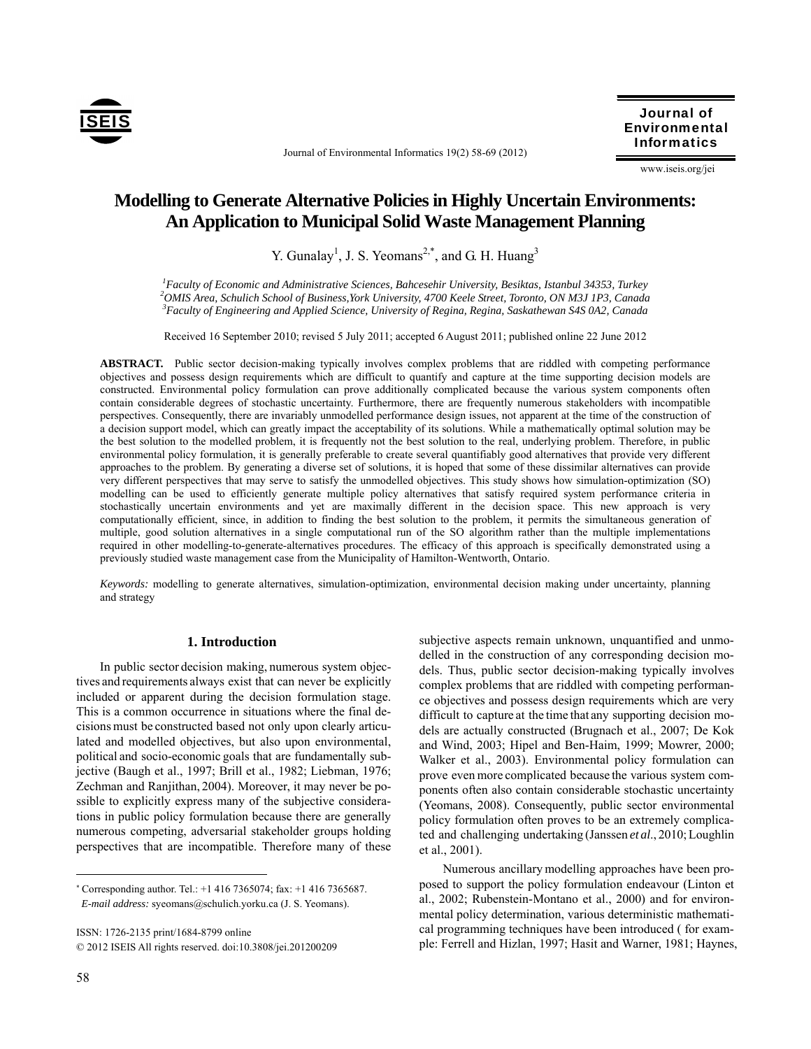# Modelling to Generate Alternative Policies in Highly Uncertain Environments: An Application to Municipal Solid Waste Management Planning

Y. Gunalay[1], J. S. Yeomans[2,*], and G. H. Huang[3]

[1]*Faculty of Economic and Administrative Sciences, Bahcesehir University, Besiktas, Istanbul 34353, Turkey*
[2]*OMIS Area, Schulich School of Business,York University, 4700 Keele Street, Toronto, ON M3J 1P3, Canada*
[3]*Faculty of Engineering and Applied Science, University of Regina, Regina, Saskathewan S4S 0A2, Canada*

Received 16 September 2010; revised 5 July 2011; accepted 6 August 2011; published online 22 June 2012

**ABSTRACT.** Public sector decision-making typically involves complex problems that are riddled with competing performance objectives and possess design requirements which are difficult to quantify and capture at the time supporting decision models are constructed. Environmental policy formulation can prove additionally complicated because the various system components often contain considerable degrees of stochastic uncertainty. Furthermore, there are frequently numerous stakeholders with incompatible perspectives. Consequently, there are invariably unmodelled performance design issues, not apparent at the time of the construction of a decision support model, which can greatly impact the acceptability of its solutions. While a mathematically optimal solution may be the best solution to the modelled problem, it is frequently not the best solution to the real, underlying problem. Therefore, in public environmental policy formulation, it is generally preferable to create several quantifiably good alternatives that provide very different approaches to the problem. By generating a diverse set of solutions, it is hoped that some of these dissimilar alternatives can provide very different perspectives that may serve to satisfy the unmodelled objectives. This study shows how simulation-optimization (SO) modelling can be used to efficiently generate multiple policy alternatives that satisfy required system performance criteria in stochastically uncertain environments and yet are maximally different in the decision space. This new approach is very computationally efficient, since, in addition to finding the best solution to the problem, it permits the simultaneous generation of multiple, good solution alternatives in a single computational run of the SO algorithm rather than the multiple implementations required in other modelling-to-generate-alternatives procedures. The efficacy of this approach is specifically demonstrated using a previously studied waste management case from the Municipality of Hamilton-Wentworth, Ontario.

*Keywords:* modelling to generate alternatives, simulation-optimization, environmental decision making under uncertainty, planning and strategy

## 1. Introduction

In public sector decision making, numerous system objectives and requirements always exist that can never be explicitly included or apparent during the decision formulation stage. This is a common occurrence in situations where the final decisions must be constructed based not only upon clearly articulated and modelled objectives, but also upon environmental, political and socio-economic goals that are fundamentally subjective (Baugh et al., 1997; Brill et al., 1982; Liebman, 1976; Zechman and Ranjithan, 2004). Moreover, it may never be possible to explicitly express many of the subjective considerations in public policy formulation because there are generally numerous competing, adversarial stakeholder groups holding perspectives that are incompatible. Therefore many of these subjective aspects remain unknown, unquantified and unmodelled in the construction of any corresponding decision models. Thus, public sector decision-making typically involves complex problems that are riddled with competing performance objectives and possess design requirements which are very difficult to capture at the time that any supporting decision models are actually constructed (Brugnach et al., 2007; De Kok and Wind, 2003; Hipel and Ben-Haim, 1999; Mowrer, 2000; Walker et al., 2003). Environmental policy formulation can prove even more complicated because the various system components often also contain considerable stochastic uncertainty (Yeomans, 2008). Consequently, public sector environmental policy formulation often proves to be an extremely complicated and challenging undertaking (Janssen *et al*., 2010; Loughlin et al., 2001).

Numerous ancillary modelling approaches have been proposed to support the policy formulation endeavour (Linton et al., 2002; Rubenstein-Montano et al., 2000) and for environmental policy determination, various deterministic mathematical programming techniques have been introduced ( for example: Ferrell and Hizlan, 1997; Hasit and Warner, 1981; Haynes,

---

\* Corresponding author. Tel.: +1 416 7365074; fax: +1 416 7365687.
*E-mail address:* syeomans@schulich.yorku.ca (J. S. Yeomans).

ISSN: 1726-2135 print/1684-8799 online
© 2012 ISEIS All rights reserved. doi:10.3808/jei.201200209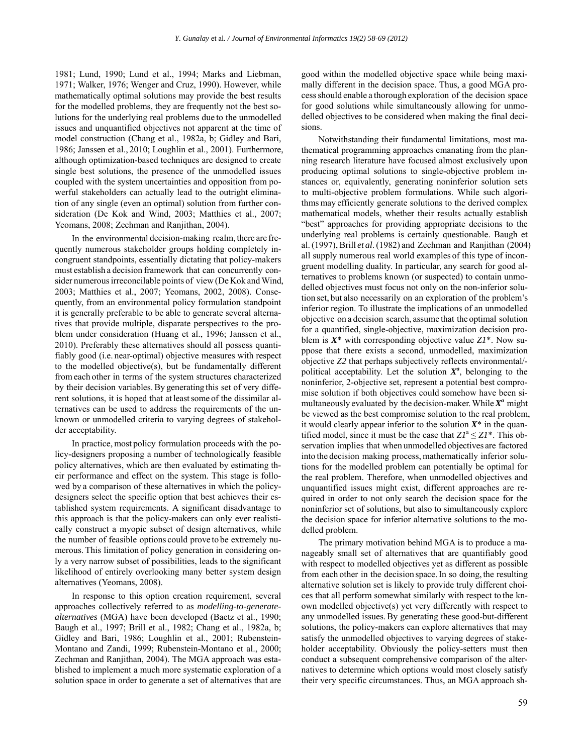1981; Lund, 1990; Lund et al., 1994; Marks and Liebman, 1971; Walker, 1976; Wenger and Cruz, 1990). However, while mathematically optimal solutions may provide the best results for the modelled problems, they are frequently not the best solutions for the underlying real problems due to the unmodelled issues and unquantified objectives not apparent at the time of model construction (Chang et al., 1982a, b; Gidley and Bari, 1986; Janssen et al., 2010; Loughlin et al., 2001). Furthermore, although optimization-based techniques are designed to create single best solutions, the presence of the unmodelled issues coupled with the system uncertainties and opposition from powerful stakeholders can actually lead to the outright elimination of any single (even an optimal) solution from further consideration (De Kok and Wind, 2003; Matthies et al., 2007; Yeomans, 2008; Zechman and Ranjithan, 2004).

In the environmental decision-making realm, there are frequently numerous stakeholder groups holding completely incongruent standpoints, essentially dictating that policy-makers must establish a decision framework that can concurrently consider numerous irreconcilable points of view (De Kok and Wind, 2003; Matthies et al., 2007; Yeomans, 2002, 2008). Consequently, from an environmental policy formulation standpoint it is generally preferable to be able to generate several alternatives that provide multiple, disparate perspectives to the problem under consideration (Huang et al., 1996; Janssen et al., 2010). Preferably these alternatives should all possess quantifiably good (i.e. near-optimal) objective measures with respect to the modelled objective(s), but be fundamentally different from each other in terms of the system structures characterized by their decision variables. By generating this set of very different solutions, it is hoped that at least some of the dissimilar alternatives can be used to address the requirements of the unknown or unmodelled criteria to varying degrees of stakeholder acceptability.

In practice, most policy formulation proceeds with the policy-designers proposing a number of technologically feasible policy alternatives, which are then evaluated by estimating their performance and effect on the system. This stage is followed by a comparison of these alternatives in which the policy-designers select the specific option that best achieves their established system requirements. A significant disadvantage to this approach is that the policy-makers can only ever realistically construct a myopic subset of design alternatives, while the number of feasible options could prove to be extremely numerous. This limitation of policy generation in considering only a very narrow subset of possibilities, leads to the significant likelihood of entirely overlooking many better system design alternatives (Yeomans, 2008).

In response to this option creation requirement, several approaches collectively referred to as *modelling-to-generate-alternatives* (MGA) have been developed (Baetz et al., 1990; Baugh et al., 1997; Brill et al., 1982; Chang et al., 1982a, b; Gidley and Bari, 1986; Loughlin et al., 2001; Rubenstein-Montano and Zandi, 1999; Rubenstein-Montano et al., 2000; Zechman and Ranjithan, 2004). The MGA approach was established to implement a much more systematic exploration of a solution space in order to generate a set of alternatives that are good within the modelled objective space while being maximally different in the decision space. Thus, a good MGA process should enable a thorough exploration of the decision space for good solutions while simultaneously allowing for unmodelled objectives to be considered when making the final decisions.

Notwithstanding their fundamental limitations, most mathematical programming approaches emanating from the planning research literature have focused almost exclusively upon producing optimal solutions to single-objective problem instances or, equivalently, generating noninferior solution sets to multi-objective problem formulations. While such algorithms may efficiently generate solutions to the derived complex mathematical models, whether their results actually establish "best" approaches for providing appropriate decisions to the underlying real problems is certainly questionable. Baugh et al. (1997), Brill *et al*. (1982) and Zechman and Ranjithan (2004) all supply numerous real world examples of this type of incongruent modelling duality. In particular, any search for good alternatives to problems known (or suspected) to contain unmodelled objectives must focus not only on the non-inferior solution set, but also necessarily on an exploration of the problem's inferior region. To illustrate the implications of an unmodelled objective on a decision search, assume that the optimal solution for a quantified, single-objective, maximization decision problem is $\boldsymbol{X}^*$ with corresponding objective value $Z1^*$. Now suppose that there exists a second, unmodelled, maximization objective $Z2$ that perhaps subjectively reflects environmental/-political acceptability. Let the solution $\boldsymbol{X}^a$, belonging to the noninferior, 2-objective set, represent a potential best compromise solution if both objectives could somehow have been simultaneously evaluated by the decision-maker. While $\boldsymbol{X}^a$ might be viewed as the best compromise solution to the real problem, it would clearly appear inferior to the solution $\boldsymbol{X}^*$ in the quantified model, since it must be the case that $Z1^a \leq Z1^*$. This observation implies that when unmodelled objectives are factored into the decision making process, mathematically inferior solutions for the modelled problem can potentially be optimal for the real problem. Therefore, when unmodelled objectives and unquantified issues might exist, different approaches are required in order to not only search the decision space for the noninferior set of solutions, but also to simultaneously explore the decision space for inferior alternative solutions to the modelled problem.

The primary motivation behind MGA is to produce a manageably small set of alternatives that are quantifiably good with respect to modelled objectives yet as different as possible from each other in the decision space. In so doing, the resulting alternative solution set is likely to provide truly different choices that all perform somewhat similarly with respect to the known modelled objective(s) yet very differently with respect to any unmodelled issues. By generating these good-but-different solutions, the policy-makers can explore alternatives that may satisfy the unmodelled objectives to varying degrees of stakeholder acceptability. Obviously the policy-setters must then conduct a subsequent comprehensive comparison of the alternatives to determine which options would most closely satisfy their very specific circumstances. Thus, an MGA approach sh-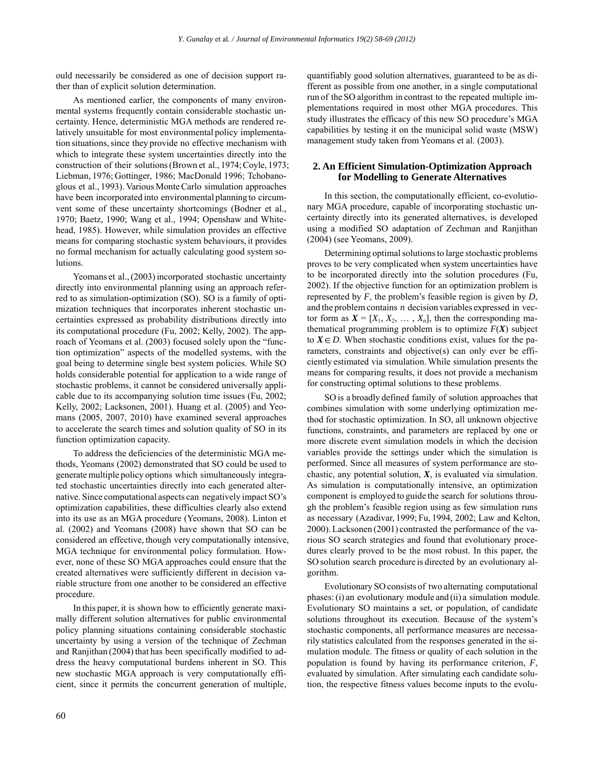ould necessarily be considered as one of decision support rather than of explicit solution determination.

As mentioned earlier, the components of many environmental systems frequently contain considerable stochastic uncertainty. Hence, deterministic MGA methods are rendered relatively unsuitable for most environmental policy implementation situations, since they provide no effective mechanism with which to integrate these system uncertainties directly into the construction of their solutions (Brown et al., 1974; Coyle, 1973; Liebman, 1976; Gottinger, 1986; MacDonald 1996; Tchobanoglous et al., 1993). Various Monte Carlo simulation approaches have been incorporated into environmental planning to circumvent some of these uncertainty shortcomings (Bodner et al., 1970; Baetz, 1990; Wang et al., 1994; Openshaw and Whitehead, 1985). However, while simulation provides an effective means for comparing stochastic system behaviours, it provides no formal mechanism for actually calculating good system solutions.

Yeomans et al., (2003) incorporated stochastic uncertainty directly into environmental planning using an approach referred to as simulation-optimization (SO). SO is a family of optimization techniques that incorporates inherent stochastic uncertainties expressed as probability distributions directly into its computational procedure (Fu, 2002; Kelly, 2002). The approach of Yeomans et al. (2003) focused solely upon the "function optimization" aspects of the modelled systems, with the goal being to determine single best system policies. While SO holds considerable potential for application to a wide range of stochastic problems, it cannot be considered universally applicable due to its accompanying solution time issues (Fu, 2002; Kelly, 2002; Lacksonen, 2001). Huang et al. (2005) and Yeomans (2005, 2007, 2010) have examined several approaches to accelerate the search times and solution quality of SO in its function optimization capacity.

To address the deficiencies of the deterministic MGA methods, Yeomans (2002) demonstrated that SO could be used to generate multiple policy options which simultaneously integrated stochastic uncertainties directly into each generated alternative. Since computational aspects can negatively impact SO's optimization capabilities, these difficulties clearly also extend into its use as an MGA procedure (Yeomans, 2008). Linton et al. (2002) and Yeomans (2008) have shown that SO can be considered an effective, though very computationally intensive, MGA technique for environmental policy formulation. However, none of these SO MGA approaches could ensure that the created alternatives were sufficiently different in decision variable structure from one another to be considered an effective procedure.

In this paper, it is shown how to efficiently generate maximally different solution alternatives for public environmental policy planning situations containing considerable stochastic uncertainty by using a version of the technique of Zechman and Ranjithan (2004) that has been specifically modified to address the heavy computational burdens inherent in SO. This new stochastic MGA approach is very computationally efficient, since it permits the concurrent generation of multiple, quantifiably good solution alternatives, guaranteed to be as different as possible from one another, in a single computational run of the SO algorithm in contrast to the repeated multiple implementations required in most other MGA procedures. This study illustrates the efficacy of this new SO procedure's MGA capabilities by testing it on the municipal solid waste (MSW) management study taken from Yeomans et al. (2003).

## 2. An Efficient Simulation-Optimization Approach for Modelling to Generate Alternatives

In this section, the computationally efficient, co-evolutionary MGA procedure, capable of incorporating stochastic uncertainty directly into its generated alternatives, is developed using a modified SO adaptation of Zechman and Ranjithan (2004) (see Yeomans, 2009).

Determining optimal solutions to large stochastic problems proves to be very complicated when system uncertainties have to be incorporated directly into the solution procedures (Fu, 2002). If the objective function for an optimization problem is represented by $F$, the problem's feasible region is given by $D$, and the problem contains $n$ decision variables expressed in vector form as $\boldsymbol{X} = [X_1, X_2, \ldots, X_n]$, then the corresponding mathematical programming problem is to optimize $F(\boldsymbol{X})$ subject to $\boldsymbol{X} \in D$. When stochastic conditions exist, values for the parameters, constraints and objective(s) can only ever be efficiently estimated via simulation. While simulation presents the means for comparing results, it does not provide a mechanism for constructing optimal solutions to these problems.

SO is a broadly defined family of solution approaches that combines simulation with some underlying optimization method for stochastic optimization. In SO, all unknown objective functions, constraints, and parameters are replaced by one or more discrete event simulation models in which the decision variables provide the settings under which the simulation is performed. Since all measures of system performance are stochastic, any potential solution, $\boldsymbol{X}$, is evaluated via simulation. As simulation is computationally intensive, an optimization component is employed to guide the search for solutions through the problem's feasible region using as few simulation runs as necessary (Azadivar, 1999; Fu, 1994, 2002; Law and Kelton, 2000). Lacksonen (2001) contrasted the performance of the various SO search strategies and found that evolutionary procedures clearly proved to be the most robust. In this paper, the SO solution search procedure is directed by an evolutionary algorithm.

Evolutionary SO consists of two alternating computational phases: (i) an evolutionary module and (ii) a simulation module. Evolutionary SO maintains a set, or population, of candidate solutions throughout its execution. Because of the system's stochastic components, all performance measures are necessarily statistics calculated from the responses generated in the simulation module. The fitness or quality of each solution in the population is found by having its performance criterion, $F$, evaluated by simulation. After simulating each candidate solution, the respective fitness values become inputs to the evolu-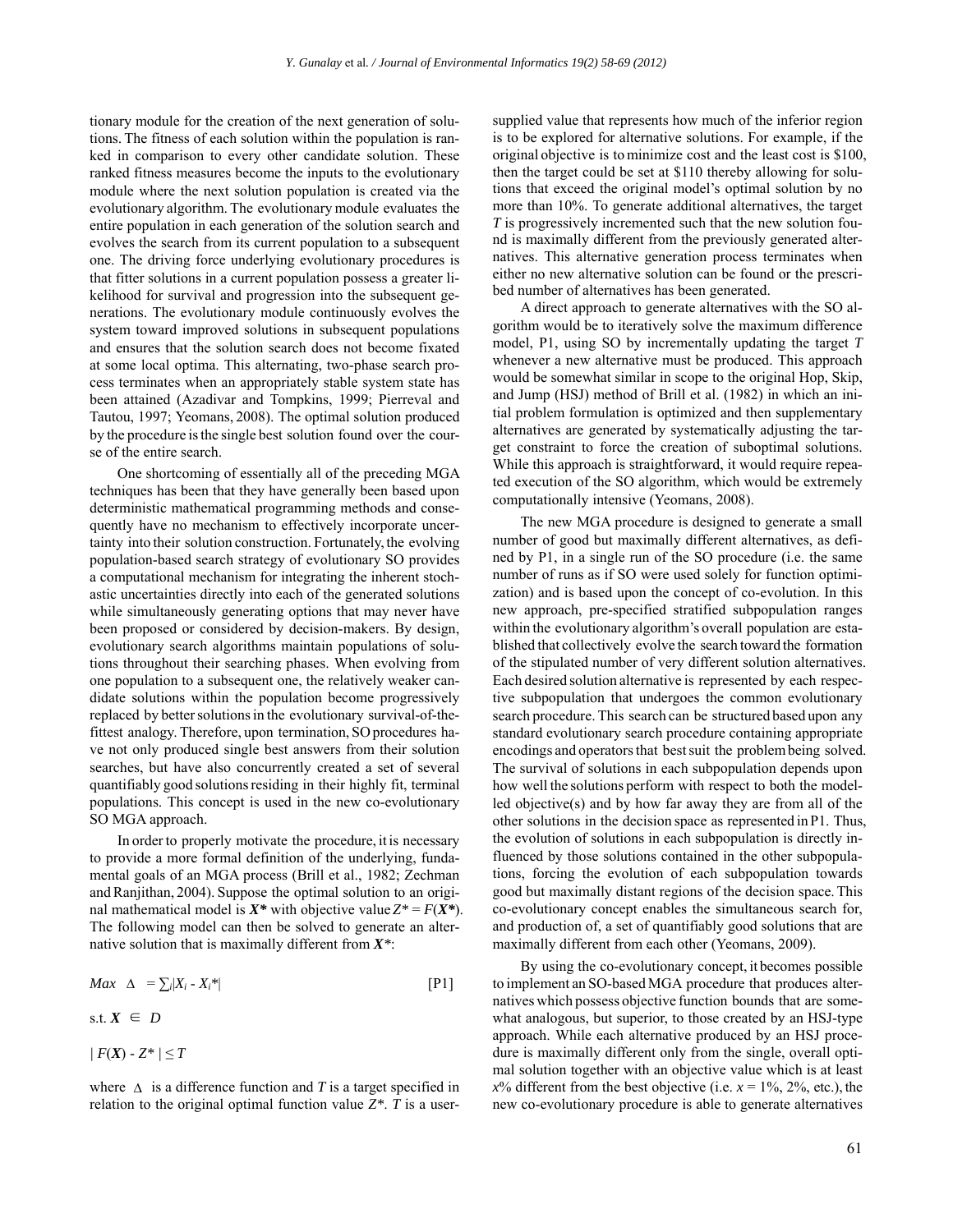tionary module for the creation of the next generation of solutions. The fitness of each solution within the population is ranked in comparison to every other candidate solution. These ranked fitness measures become the inputs to the evolutionary module where the next solution population is created via the evolutionary algorithm. The evolutionary module evaluates the entire population in each generation of the solution search and evolves the search from its current population to a subsequent one. The driving force underlying evolutionary procedures is that fitter solutions in a current population possess a greater likelihood for survival and progression into the subsequent generations. The evolutionary module continuously evolves the system toward improved solutions in subsequent populations and ensures that the solution search does not become fixated at some local optima. This alternating, two-phase search process terminates when an appropriately stable system state has been attained (Azadivar and Tompkins, 1999; Pierreval and Tautou, 1997; Yeomans, 2008). The optimal solution produced by the procedure is the single best solution found over the course of the entire search.

One shortcoming of essentially all of the preceding MGA techniques has been that they have generally been based upon deterministic mathematical programming methods and consequently have no mechanism to effectively incorporate uncertainty into their solution construction. Fortunately, the evolving population-based search strategy of evolutionary SO provides a computational mechanism for integrating the inherent stochastic uncertainties directly into each of the generated solutions while simultaneously generating options that may never have been proposed or considered by decision-makers. By design, evolutionary search algorithms maintain populations of solutions throughout their searching phases. When evolving from one population to a subsequent one, the relatively weaker candidate solutions within the population become progressively replaced by better solutions in the evolutionary survival-of-the-fittest analogy. Therefore, upon termination, SO procedures have not only produced single best answers from their solution searches, but have also concurrently created a set of several quantifiably good solutions residing in their highly fit, terminal populations. This concept is used in the new co-evolutionary SO MGA approach.

In order to properly motivate the procedure, it is necessary to provide a more formal definition of the underlying, fundamental goals of an MGA process (Brill et al., 1982; Zechman and Ranjithan, 2004). Suppose the optimal solution to an original mathematical model is $\boldsymbol{X^*}$ with objective value $Z^* = F(\boldsymbol{X^*})$. The following model can then be solved to generate an alternative solution that is maximally different from $\boldsymbol{X^*}$:

$$Max \quad \Delta = \sum_i |X_i - X_i^*| \qquad [P1]$$

$$\text{s.t. } \boldsymbol{X} \in D$$

$$| F(\boldsymbol{X}) - Z^* | \leq T$$

where $\Delta$ is a difference function and $T$ is a target specified in relation to the original optimal function value $Z^*$. $T$ is a user-supplied value that represents how much of the inferior region is to be explored for alternative solutions. For example, if the original objective is to minimize cost and the least cost is \$100, then the target could be set at \$110 thereby allowing for solutions that exceed the original model's optimal solution by no more than 10%. To generate additional alternatives, the target $T$ is progressively incremented such that the new solution found is maximally different from the previously generated alternatives. This alternative generation process terminates when either no new alternative solution can be found or the prescribed number of alternatives has been generated.

A direct approach to generate alternatives with the SO algorithm would be to iteratively solve the maximum difference model, P1, using SO by incrementally updating the target $T$ whenever a new alternative must be produced. This approach would be somewhat similar in scope to the original Hop, Skip, and Jump (HSJ) method of Brill et al. (1982) in which an initial problem formulation is optimized and then supplementary alternatives are generated by systematically adjusting the target constraint to force the creation of suboptimal solutions. While this approach is straightforward, it would require repeated execution of the SO algorithm, which would be extremely computationally intensive (Yeomans, 2008).

The new MGA procedure is designed to generate a small number of good but maximally different alternatives, as defined by P1, in a single run of the SO procedure (i.e. the same number of runs as if SO were used solely for function optimization) and is based upon the concept of co-evolution. In this new approach, pre-specified stratified subpopulation ranges within the evolutionary algorithm's overall population are established that collectively evolve the search toward the formation of the stipulated number of very different solution alternatives. Each desired solution alternative is represented by each respective subpopulation that undergoes the common evolutionary search procedure. This search can be structured based upon any standard evolutionary search procedure containing appropriate encodings and operators that best suit the problem being solved. The survival of solutions in each subpopulation depends upon how well the solutions perform with respect to both the modelled objective(s) and by how far away they are from all of the other solutions in the decision space as represented in P1. Thus, the evolution of solutions in each subpopulation is directly influenced by those solutions contained in the other subpopulations, forcing the evolution of each subpopulation towards good but maximally distant regions of the decision space. This co-evolutionary concept enables the simultaneous search for, and production of, a set of quantifiably good solutions that are maximally different from each other (Yeomans, 2009).

By using the co-evolutionary concept, it becomes possible to implement an SO-based MGA procedure that produces alternatives which possess objective function bounds that are somewhat analogous, but superior, to those created by an HSJ-type approach. While each alternative produced by an HSJ procedure is maximally different only from the single, overall optimal solution together with an objective value which is at least $x$% different from the best objective (i.e. $x$ = 1%, 2%, etc.), the new co-evolutionary procedure is able to generate alternatives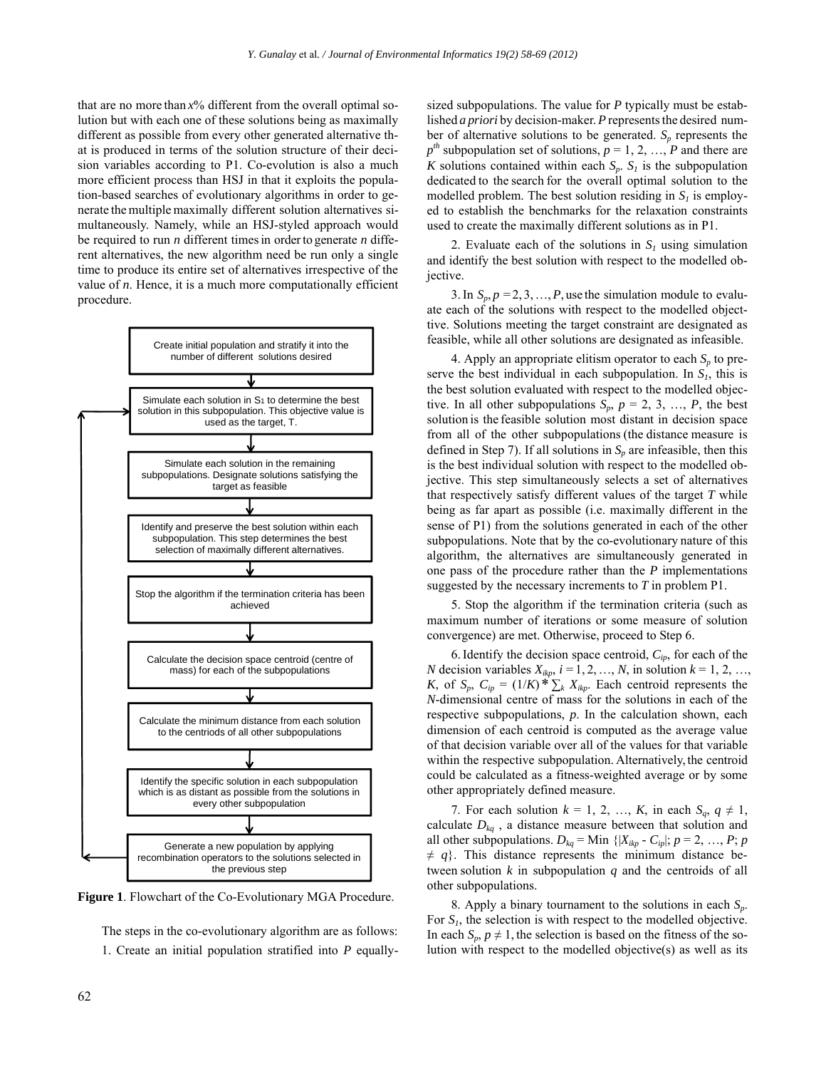that are no more than $x$% different from the overall optimal solution but with each one of these solutions being as maximally different as possible from every other generated alternative that is produced in terms of the solution structure of their decision variables according to P1. Co-evolution is also a much more efficient process than HSJ in that it exploits the population-based searches of evolutionary algorithms in order to generate the multiple maximally different solution alternatives simultaneously. Namely, while an HSJ-styled approach would be required to run $n$ different times in order to generate $n$ different alternatives, the new algorithm need be run only a single time to produce its entire set of alternatives irrespective of the value of $n$. Hence, it is a much more computationally efficient procedure.

Create initial population and stratify it into the number of different solutions desired

Simulate each solution in $S_1$ to determine the best solution in this subpopulation. This objective value is used as the target, T.

Simulate each solution in the remaining subpopulations. Designate solutions satisfying the target as feasible

Identify and preserve the best solution within each subpopulation. This step determines the best selection of maximally different alternatives.

Stop the algorithm if the termination criteria has been achieved

Calculate the decision space centroid (centre of mass) for each of the subpopulations

Calculate the minimum distance from each solution to the centriods of all other subpopulations

Identify the specific solution in each subpopulation which is as distant as possible from the solutions in every other subpopulation

Generate a new population by applying recombination operators to the solutions selected in the previous step

**Figure 1**. Flowchart of the Co-Evolutionary MGA Procedure.

The steps in the co-evolutionary algorithm are as follows:

1. Create an initial population stratified into $P$ equally-sized subpopulations. The value for $P$ typically must be established *a priori* by decision-maker. $P$ represents the desired number of alternative solutions to be generated. $S_p$ represents the $p^{th}$ subpopulation set of solutions, $p = 1, 2, \ldots, P$ and there are $K$ solutions contained within each $S_p$. $S_1$ is the subpopulation dedicated to the search for the overall optimal solution to the modelled problem. The best solution residing in $S_1$ is employed to establish the benchmarks for the relaxation constraints used to create the maximally different solutions as in P1.

2. Evaluate each of the solutions in $S_1$ using simulation and identify the best solution with respect to the modelled objective.

3. In $S_p$, $p = 2, 3, \ldots, P$, use the simulation module to evaluate each of the solutions with respect to the modelled objective. Solutions meeting the target constraint are designated as feasible, while all other solutions are designated as infeasible.

4. Apply an appropriate elitism operator to each $S_p$ to preserve the best individual in each subpopulation. In $S_1$, this is the best solution evaluated with respect to the modelled objective. In all other subpopulations $S_p$, $p = 2, 3, \ldots, P$, the best solution is the feasible solution most distant in decision space from all of the other subpopulations (the distance measure is defined in Step 7). If all solutions in $S_p$ are infeasible, then this is the best individual solution with respect to the modelled objective. This step simultaneously selects a set of alternatives that respectively satisfy different values of the target $T$ while being as far apart as possible (i.e. maximally different in the sense of P1) from the solutions generated in each of the other subpopulations. Note that by the co-evolutionary nature of this algorithm, the alternatives are simultaneously generated in one pass of the procedure rather than the $P$ implementations suggested by the necessary increments to $T$ in problem P1.

5. Stop the algorithm if the termination criteria (such as maximum number of iterations or some measure of solution convergence) are met. Otherwise, proceed to Step 6.

6. Identify the decision space centroid, $C_{ip}$, for each of the $N$ decision variables $X_{ikp}$, $i = 1, 2, \ldots, N$, in solution $k = 1, 2, \ldots, K$, of $S_p$, $C_{ip} = (1/K) * \sum_k X_{ikp}$. Each centroid represents the $N$-dimensional centre of mass for the solutions in each of the respective subpopulations, $p$. In the calculation shown, each dimension of each centroid is computed as the average value of that decision variable over all of the values for that variable within the respective subpopulation. Alternatively, the centroid could be calculated as a fitness-weighted average or by some other appropriately defined measure.

7. For each solution $k = 1, 2, \ldots, K$, in each $S_q$, $q \neq 1$, calculate $D_{kq}$, a distance measure between that solution and all other subpopulations. $D_{kq} = \text{Min}\ \{|X_{ikp} - C_{ip}|;\ p = 2, \ldots, P;\ p \neq q\}$. This distance represents the minimum distance between solution $k$ in subpopulation $q$ and the centroids of all other subpopulations.

8. Apply a binary tournament to the solutions in each $S_p$. For $S_1$, the selection is with respect to the modelled objective. In each $S_p$, $p \neq 1$, the selection is based on the fitness of the solution with respect to the modelled objective(s) as well as its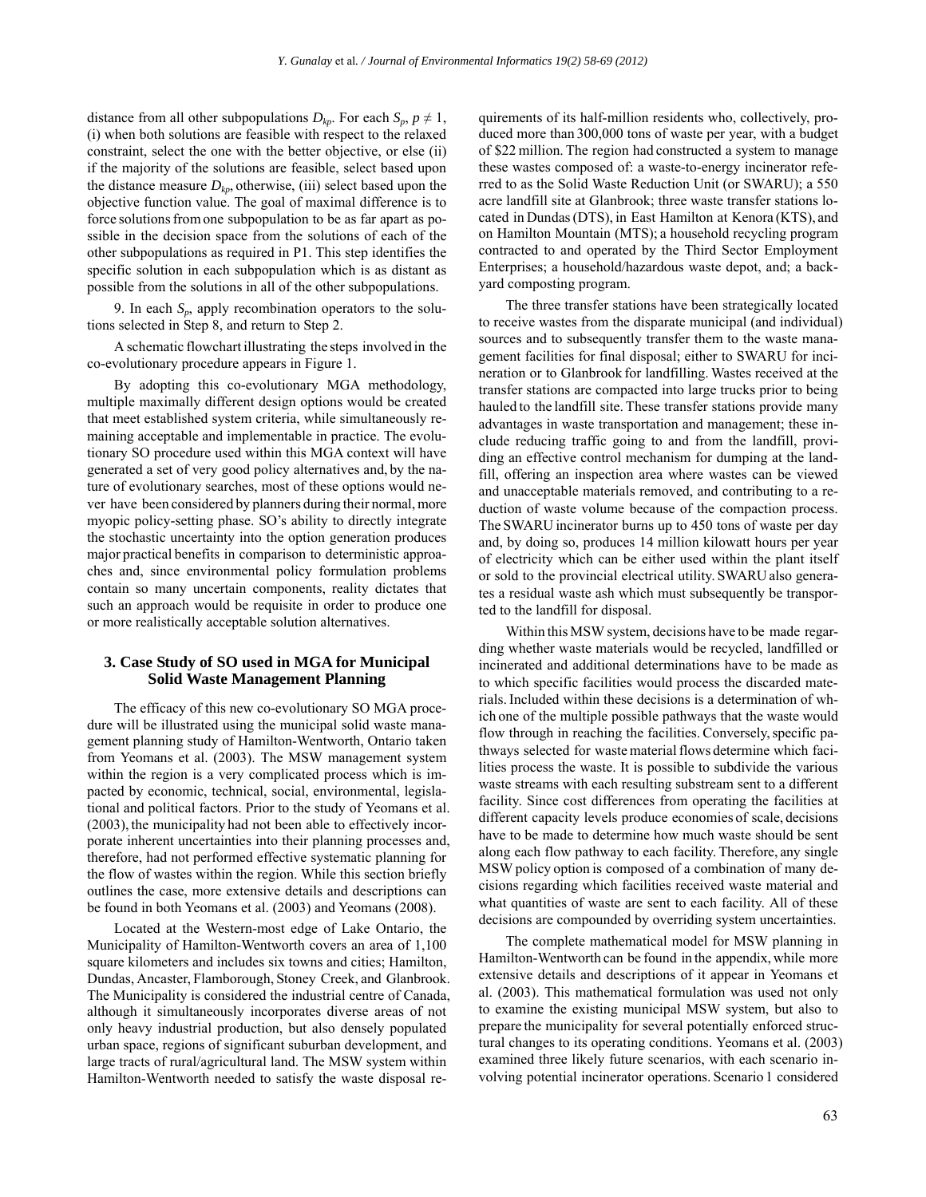distance from all other subpopulations $D_{kp}$. For each $S_p$, $p \neq 1$, (i) when both solutions are feasible with respect to the relaxed constraint, select the one with the better objective, or else (ii) if the majority of the solutions are feasible, select based upon the distance measure $D_{kp}$, otherwise, (iii) select based upon the objective function value. The goal of maximal difference is to force solutions from one subpopulation to be as far apart as possible in the decision space from the solutions of each of the other subpopulations as required in P1. This step identifies the specific solution in each subpopulation which is as distant as possible from the solutions in all of the other subpopulations.

9. In each $S_p$, apply recombination operators to the solutions selected in Step 8, and return to Step 2.

A schematic flowchart illustrating the steps involved in the co-evolutionary procedure appears in Figure 1.

By adopting this co-evolutionary MGA methodology, multiple maximally different design options would be created that meet established system criteria, while simultaneously remaining acceptable and implementable in practice. The evolutionary SO procedure used within this MGA context will have generated a set of very good policy alternatives and, by the nature of evolutionary searches, most of these options would never have been considered by planners during their normal, more myopic policy-setting phase. SO's ability to directly integrate the stochastic uncertainty into the option generation produces major practical benefits in comparison to deterministic approaches and, since environmental policy formulation problems contain so many uncertain components, reality dictates that such an approach would be requisite in order to produce one or more realistically acceptable solution alternatives.

## 3. Case Study of SO used in MGA for Municipal Solid Waste Management Planning

The efficacy of this new co-evolutionary SO MGA procedure will be illustrated using the municipal solid waste management planning study of Hamilton-Wentworth, Ontario taken from Yeomans et al. (2003). The MSW management system within the region is a very complicated process which is impacted by economic, technical, social, environmental, legislational and political factors. Prior to the study of Yeomans et al. (2003), the municipality had not been able to effectively incorporate inherent uncertainties into their planning processes and, therefore, had not performed effective systematic planning for the flow of wastes within the region. While this section briefly outlines the case, more extensive details and descriptions can be found in both Yeomans et al. (2003) and Yeomans (2008).

Located at the Western-most edge of Lake Ontario, the Municipality of Hamilton-Wentworth covers an area of 1,100 square kilometers and includes six towns and cities; Hamilton, Dundas, Ancaster, Flamborough, Stoney Creek, and Glanbrook. The Municipality is considered the industrial centre of Canada, although it simultaneously incorporates diverse areas of not only heavy industrial production, but also densely populated urban space, regions of significant suburban development, and large tracts of rural/agricultural land. The MSW system within Hamilton-Wentworth needed to satisfy the waste disposal requirements of its half-million residents who, collectively, produced more than 300,000 tons of waste per year, with a budget of $22 million. The region had constructed a system to manage these wastes composed of: a waste-to-energy incinerator referred to as the Solid Waste Reduction Unit (or SWARU); a 550 acre landfill site at Glanbrook; three waste transfer stations located in Dundas (DTS), in East Hamilton at Kenora (KTS), and on Hamilton Mountain (MTS); a household recycling program contracted to and operated by the Third Sector Employment Enterprises; a household/hazardous waste depot, and; a backyard composting program.

The three transfer stations have been strategically located to receive wastes from the disparate municipal (and individual) sources and to subsequently transfer them to the waste management facilities for final disposal; either to SWARU for incineration or to Glanbrook for landfilling. Wastes received at the transfer stations are compacted into large trucks prior to being hauled to the landfill site. These transfer stations provide many advantages in waste transportation and management; these include reducing traffic going to and from the landfill, providing an effective control mechanism for dumping at the landfill, offering an inspection area where wastes can be viewed and unacceptable materials removed, and contributing to a reduction of waste volume because of the compaction process. The SWARU incinerator burns up to 450 tons of waste per day and, by doing so, produces 14 million kilowatt hours per year of electricity which can be either used within the plant itself or sold to the provincial electrical utility. SWARU also generates a residual waste ash which must subsequently be transported to the landfill for disposal.

Within this MSW system, decisions have to be made regarding whether waste materials would be recycled, landfilled or incinerated and additional determinations have to be made as to which specific facilities would process the discarded materials. Included within these decisions is a determination of which one of the multiple possible pathways that the waste would flow through in reaching the facilities. Conversely, specific pathways selected for waste material flows determine which facilities process the waste. It is possible to subdivide the various waste streams with each resulting substream sent to a different facility. Since cost differences from operating the facilities at different capacity levels produce economies of scale, decisions have to be made to determine how much waste should be sent along each flow pathway to each facility. Therefore, any single MSW policy option is composed of a combination of many decisions regarding which facilities received waste material and what quantities of waste are sent to each facility. All of these decisions are compounded by overriding system uncertainties.

The complete mathematical model for MSW planning in Hamilton-Wentworth can be found in the appendix, while more extensive details and descriptions of it appear in Yeomans et al. (2003). This mathematical formulation was used not only to examine the existing municipal MSW system, but also to prepare the municipality for several potentially enforced structural changes to its operating conditions. Yeomans et al. (2003) examined three likely future scenarios, with each scenario involving potential incinerator operations. Scenario 1 considered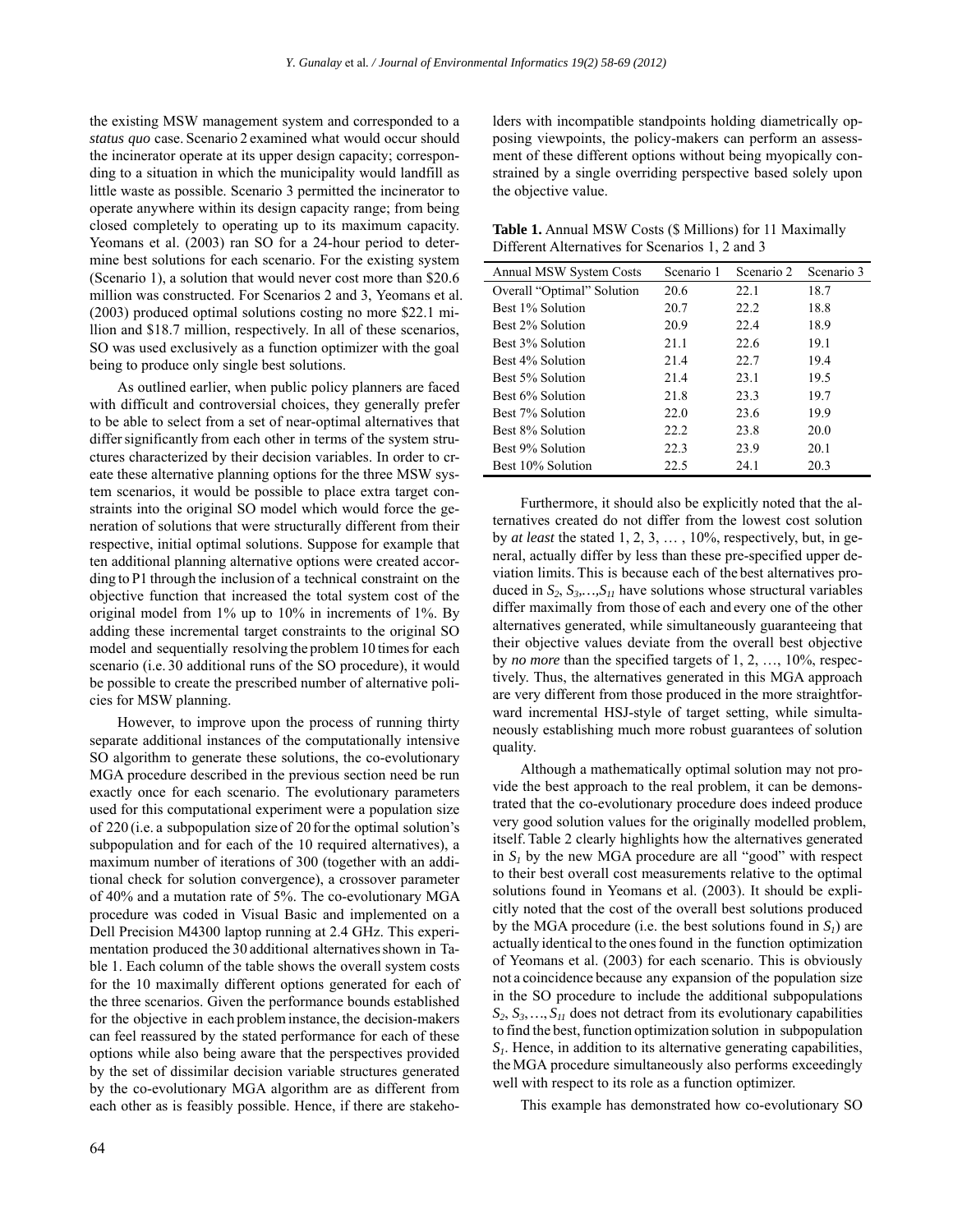the existing MSW management system and corresponded to a *status quo* case. Scenario 2 examined what would occur should the incinerator operate at its upper design capacity; corresponding to a situation in which the municipality would landfill as little waste as possible. Scenario 3 permitted the incinerator to operate anywhere within its design capacity range; from being closed completely to operating up to its maximum capacity. Yeomans et al. (2003) ran SO for a 24-hour period to determine best solutions for each scenario. For the existing system (Scenario 1), a solution that would never cost more than $20.6 million was constructed. For Scenarios 2 and 3, Yeomans et al. (2003) produced optimal solutions costing no more $22.1 million and $18.7 million, respectively. In all of these scenarios, SO was used exclusively as a function optimizer with the goal being to produce only single best solutions.

As outlined earlier, when public policy planners are faced with difficult and controversial choices, they generally prefer to be able to select from a set of near-optimal alternatives that differ significantly from each other in terms of the system structures characterized by their decision variables. In order to create these alternative planning options for the three MSW system scenarios, it would be possible to place extra target constraints into the original SO model which would force the generation of solutions that were structurally different from their respective, initial optimal solutions. Suppose for example that ten additional planning alternative options were created according to P1 through the inclusion of a technical constraint on the objective function that increased the total system cost of the original model from 1% up to 10% in increments of 1%. By adding these incremental target constraints to the original SO model and sequentially resolving the problem 10 times for each scenario (i.e. 30 additional runs of the SO procedure), it would be possible to create the prescribed number of alternative policies for MSW planning.

However, to improve upon the process of running thirty separate additional instances of the computationally intensive SO algorithm to generate these solutions, the co-evolutionary MGA procedure described in the previous section need be run exactly once for each scenario. The evolutionary parameters used for this computational experiment were a population size of 220 (i.e. a subpopulation size of 20 for the optimal solution's subpopulation and for each of the 10 required alternatives), a maximum number of iterations of 300 (together with an additional check for solution convergence), a crossover parameter of 40% and a mutation rate of 5%. The co-evolutionary MGA procedure was coded in Visual Basic and implemented on a Dell Precision M4300 laptop running at 2.4 GHz. This experimentation produced the 30 additional alternatives shown in Table 1. Each column of the table shows the overall system costs for the 10 maximally different options generated for each of the three scenarios. Given the performance bounds established for the objective in each problem instance, the decision-makers can feel reassured by the stated performance for each of these options while also being aware that the perspectives provided by the set of dissimilar decision variable structures generated by the co-evolutionary MGA algorithm are as different from each other as is feasibly possible. Hence, if there are stakeholders with incompatible standpoints holding diametrically opposing viewpoints, the policy-makers can perform an assessment of these different options without being myopically constrained by a single overriding perspective based solely upon the objective value.

**Table 1.** Annual MSW Costs ($ Millions) for 11 Maximally Different Alternatives for Scenarios 1, 2 and 3

| Annual MSW System Costs | Scenario 1 | Scenario 2 | Scenario 3 |
|---|---|---|---|
| Overall "Optimal" Solution | 20.6 | 22.1 | 18.7 |
| Best 1% Solution | 20.7 | 22.2 | 18.8 |
| Best 2% Solution | 20.9 | 22.4 | 18.9 |
| Best 3% Solution | 21.1 | 22.6 | 19.1 |
| Best 4% Solution | 21.4 | 22.7 | 19.4 |
| Best 5% Solution | 21.4 | 23.1 | 19.5 |
| Best 6% Solution | 21.8 | 23.3 | 19.7 |
| Best 7% Solution | 22.0 | 23.6 | 19.9 |
| Best 8% Solution | 22.2 | 23.8 | 20.0 |
| Best 9% Solution | 22.3 | 23.9 | 20.1 |
| Best 10% Solution | 22.5 | 24.1 | 20.3 |

Furthermore, it should also be explicitly noted that the alternatives created do not differ from the lowest cost solution by *at least* the stated 1, 2, 3, … , 10%, respectively, but, in general, actually differ by less than these pre-specified upper deviation limits. This is because each of the best alternatives produced in $S_2, S_3, \ldots, S_{11}$ have solutions whose structural variables differ maximally from those of each and every one of the other alternatives generated, while simultaneously guaranteeing that their objective values deviate from the overall best objective by *no more* than the specified targets of 1, 2, …, 10%, respectively. Thus, the alternatives generated in this MGA approach are very different from those produced in the more straightforward incremental HSJ-style of target setting, while simultaneously establishing much more robust guarantees of solution quality.

Although a mathematically optimal solution may not provide the best approach to the real problem, it can be demonstrated that the co-evolutionary procedure does indeed produce very good solution values for the originally modelled problem, itself. Table 2 clearly highlights how the alternatives generated in $S_1$ by the new MGA procedure are all "good" with respect to their best overall cost measurements relative to the optimal solutions found in Yeomans et al. (2003). It should be explicitly noted that the cost of the overall best solutions produced by the MGA procedure (i.e. the best solutions found in $S_1$) are actually identical to the ones found in the function optimization of Yeomans et al. (2003) for each scenario. This is obviously not a coincidence because any expansion of the population size in the SO procedure to include the additional subpopulations $S_2, S_3, \ldots, S_{11}$ does not detract from its evolutionary capabilities to find the best, function optimization solution in subpopulation $S_1$. Hence, in addition to its alternative generating capabilities, the MGA procedure simultaneously also performs exceedingly well with respect to its role as a function optimizer.

This example has demonstrated how co-evolutionary SO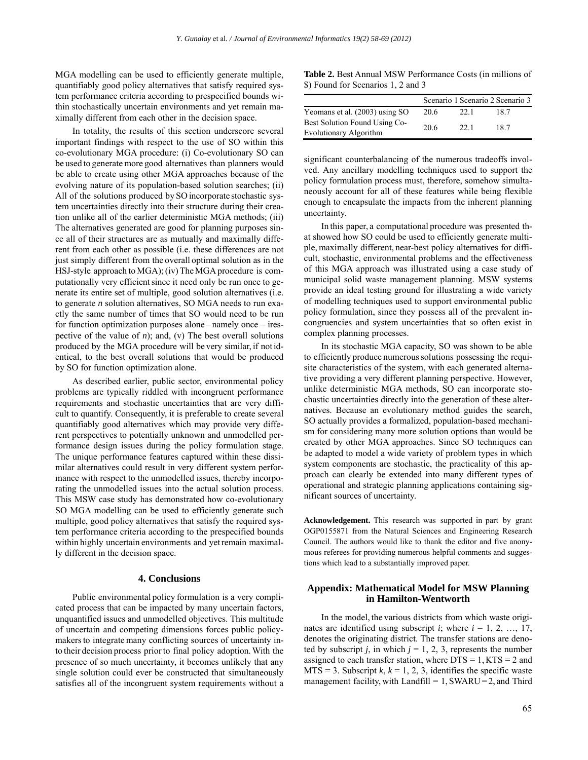MGA modelling can be used to efficiently generate multiple, quantifiably good policy alternatives that satisfy required system performance criteria according to prespecified bounds within stochastically uncertain environments and yet remain maximally different from each other in the decision space.

In totality, the results of this section underscore several important findings with respect to the use of SO within this co-evolutionary MGA procedure: (i) Co-evolutionary SO can be used to generate more good alternatives than planners would be able to create using other MGA approaches because of the evolving nature of its population-based solution searches; (ii) All of the solutions produced by SO incorporate stochastic system uncertainties directly into their structure during their creation unlike all of the earlier deterministic MGA methods; (iii) The alternatives generated are good for planning purposes since all of their structures are as mutually and maximally different from each other as possible (i.e. these differences are not just simply different from the overall optimal solution as in the HSJ-style approach to MGA); (iv) The MGA procedure is computationally very efficient since it need only be run once to generate its entire set of multiple, good solution alternatives (i.e. to generate *n* solution alternatives, SO MGA needs to run exactly the same number of times that SO would need to be run for function optimization purposes alone – namely once – irespective of the value of *n*); and, (v) The best overall solutions produced by the MGA procedure will be very similar, if not identical, to the best overall solutions that would be produced by SO for function optimization alone.

As described earlier, public sector, environmental policy problems are typically riddled with incongruent performance requirements and stochastic uncertainties that are very difficult to quantify. Consequently, it is preferable to create several quantifiably good alternatives which may provide very different perspectives to potentially unknown and unmodelled performance design issues during the policy formulation stage. The unique performance features captured within these dissimilar alternatives could result in very different system performance with respect to the unmodelled issues, thereby incorporating the unmodelled issues into the actual solution process. This MSW case study has demonstrated how co-evolutionary SO MGA modelling can be used to efficiently generate such multiple, good policy alternatives that satisfy the required system performance criteria according to the prespecified bounds within highly uncertain environments and yet remain maximally different in the decision space.

## 4. Conclusions

Public environmental policy formulation is a very complicated process that can be impacted by many uncertain factors, unquantified issues and unmodelled objectives. This multitude of uncertain and competing dimensions forces public policymakers to integrate many conflicting sources of uncertainty into their decision process prior to final policy adoption. With the presence of so much uncertainty, it becomes unlikely that any single solution could ever be constructed that simultaneously satisfies all of the incongruent system requirements without a significant counterbalancing of the numerous tradeoffs involved. Any ancillary modelling techniques used to support the policy formulation process must, therefore, somehow simultaneously account for all of these features while being flexible enough to encapsulate the impacts from the inherent planning uncertainty.

**Table 2.** Best Annual MSW Performance Costs (in millions of $) Found for Scenarios 1, 2 and 3

| | Scenario 1 | Scenario 2 | Scenario 3 |
|---|---|---|---|
| Yeomans et al. (2003) using SO | 20.6 | 22.1 | 18.7 |
| Best Solution Found Using Co-Evolutionary Algorithm | 20.6 | 22.1 | 18.7 |

In this paper, a computational procedure was presented that showed how SO could be used to efficiently generate multiple, maximally different, near-best policy alternatives for difficult, stochastic, environmental problems and the effectiveness of this MGA approach was illustrated using a case study of municipal solid waste management planning. MSW systems provide an ideal testing ground for illustrating a wide variety of modelling techniques used to support environmental public policy formulation, since they possess all of the prevalent incongruencies and system uncertainties that so often exist in complex planning processes.

In its stochastic MGA capacity, SO was shown to be able to efficiently produce numerous solutions possessing the requisite characteristics of the system, with each generated alternative providing a very different planning perspective. However, unlike deterministic MGA methods, SO can incorporate stochastic uncertainties directly into the generation of these alternatives. Because an evolutionary method guides the search, SO actually provides a formalized, population-based mechanism for considering many more solution options than would be created by other MGA approaches. Since SO techniques can be adapted to model a wide variety of problem types in which system components are stochastic, the practicality of this approach can clearly be extended into many different types of operational and strategic planning applications containing significant sources of uncertainty.

**Acknowledgement.** This research was supported in part by grant OGP0155871 from the Natural Sciences and Engineering Research Council. The authors would like to thank the editor and five anonymous referees for providing numerous helpful comments and suggestions which lead to a substantially improved paper.

## Appendix: Mathematical Model for MSW Planning in Hamilton-Wentworth

In the model, the various districts from which waste originates are identified using subscript $i$; where $i = 1, 2, \ldots, 17$, denotes the originating district. The transfer stations are denoted by subscript $j$, in which $j = 1, 2, 3$, represents the number assigned to each transfer station, where DTS = 1, KTS = 2 and MTS = 3. Subscript $k$, $k = 1, 2, 3$, identifies the specific waste management facility, with Landfill = 1, SWARU = 2, and Third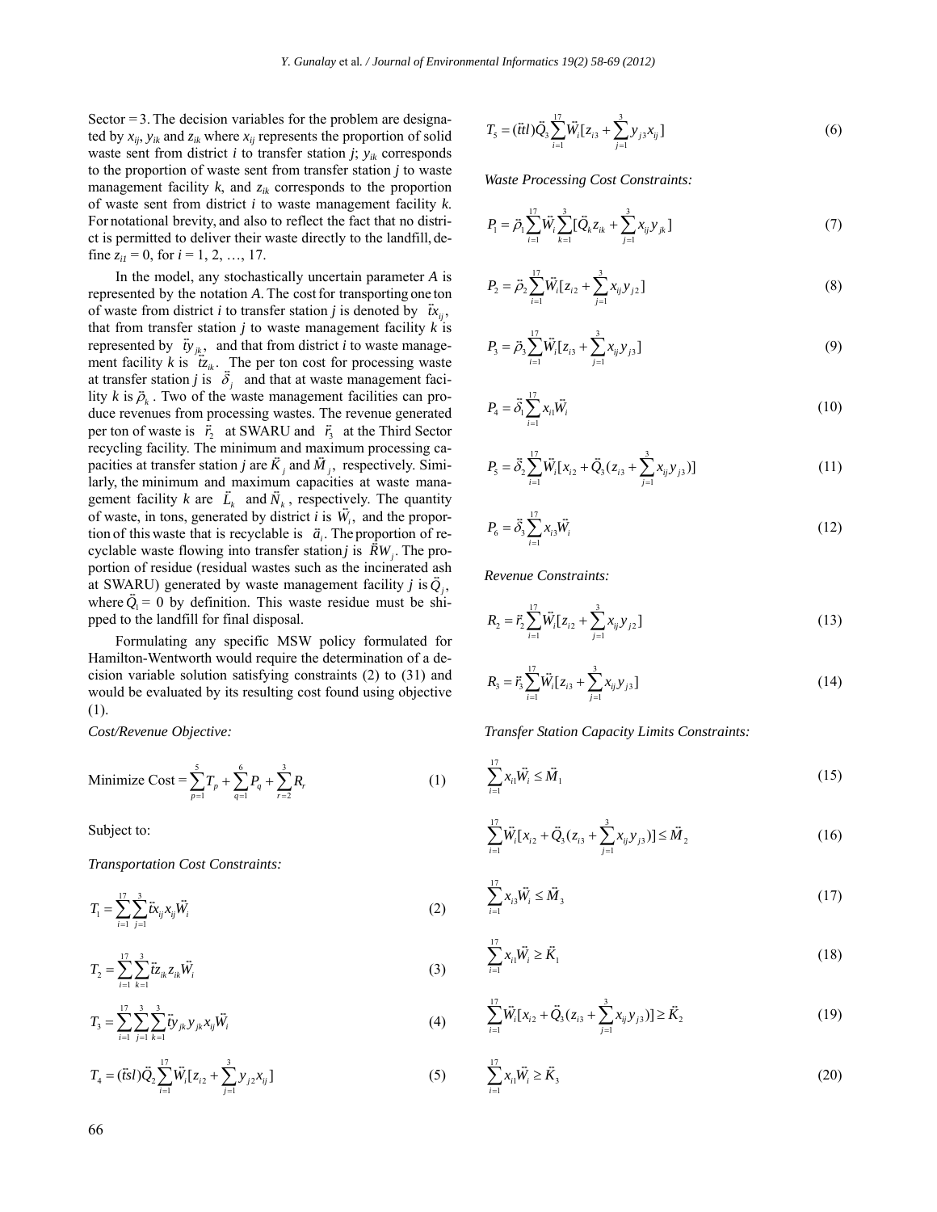Sector = 3. The decision variables for the problem are designated by $x_{ij}$, $y_{ik}$ and $z_{ik}$ where $x_{ij}$ represents the proportion of solid waste sent from district $i$ to transfer station $j$; $y_{ik}$ corresponds to the proportion of waste sent from transfer station $j$ to waste management facility $k$, and $z_{ik}$ corresponds to the proportion of waste sent from district $i$ to waste management facility $k$. For notational brevity, and also to reflect the fact that no district is permitted to deliver their waste directly to the landfill, define $z_{i1} = 0$, for $i = 1, 2, \ldots, 17$.

In the model, any stochastically uncertain parameter $A$ is represented by the notation $\ddot{A}$. The cost for transporting one ton of waste from district $i$ to transfer station $j$ is denoted by $\ddot{tx}_{ij}$, that from transfer station $j$ to waste management facility $k$ is represented by $\ddot{ty}_{jk}$, and that from district $i$ to waste management facility $k$ is $\ddot{tz}_{ik}$. The per ton cost for processing waste at transfer station $j$ is $\ddot{\delta}_j$ and that at waste management facility $k$ is $\ddot{\rho}_k$. Two of the waste management facilities can produce revenues from processing wastes. The revenue generated per ton of waste is $\ddot{r}_2$ at SWARU and $\ddot{r}_3$ at the Third Sector recycling facility. The minimum and maximum processing capacities at transfer station $j$ are $\ddot{K}_j$ and $\ddot{M}_j$, respectively. Similarly, the minimum and maximum capacities at waste management facility $k$ are $\ddot{L}_k$ and $\ddot{N}_k$, respectively. The quantity of waste, in tons, generated by district $i$ is $\ddot{W}_i$, and the proportion of this waste that is recyclable is $\ddot{a}_i$. The proportion of recyclable waste flowing into transfer station $j$ is $\ddot{RW}_j$. The proportion of residue (residual wastes such as the incinerated ash at SWARU) generated by waste management facility $j$ is $\ddot{Q}_j$, where $\ddot{Q}_1 = 0$ by definition. This waste residue must be shipped to the landfill for final disposal.

Formulating any specific MSW policy formulated for Hamilton-Wentworth would require the determination of a decision variable solution satisfying constraints (2) to (31) and would be evaluated by its resulting cost found using objective (1).

*Cost/Revenue Objective:*

$$\text{Minimize Cost} = \sum_{p=1}^{5} T_p + \sum_{q=1}^{6} P_q + \sum_{r=2}^{3} R_r \tag{1}$$

Subject to:

*Transportation Cost Constraints:*

$$T_1 = \sum_{i=1}^{17}\sum_{j=1}^{3} \ddot{tx}_{ij} x_{ij} \ddot{W}_i \tag{2}$$

$$T_2 = \sum_{i=1}^{17}\sum_{k=1}^{3} \ddot{tz}_{ik} z_{ik} \ddot{W}_i \tag{3}$$

$$T_3 = \sum_{i=1}^{17}\sum_{j=1}^{3}\sum_{k=1}^{3} \ddot{ty}_{jk} y_{jk} x_{ij} \ddot{W}_i \tag{4}$$

$$T_4 = (\ddot{tsl})\ddot{Q}_2 \sum_{i=1}^{17} \ddot{W}_i [z_{i2} + \sum_{j=1}^{3} y_{j2} x_{ij}] \tag{5}$$

$$T_5 = (\ddot{ttl})\ddot{Q}_3 \sum_{i=1}^{17} \ddot{W}_i [z_{i3} + \sum_{j=1}^{3} y_{j3} x_{ij}] \tag{6}$$

*Waste Processing Cost Constraints:*

$$P_1 = \ddot{\rho}_1 \sum_{i=1}^{17} \ddot{W}_i \sum_{k=1}^{3} [\ddot{Q}_k z_{ik} + \sum_{j=1}^{3} x_{ij} y_{jk}] \tag{7}$$

$$P_2 = \ddot{\rho}_2 \sum_{i=1}^{17} \ddot{W}_i [z_{i2} + \sum_{j=1}^{3} x_{ij} y_{j2}] \tag{8}$$

$$P_3 = \ddot{\rho}_3 \sum_{i=1}^{17} \ddot{W}_i [z_{i3} + \sum_{j=1}^{3} x_{ij} y_{j3}] \tag{9}$$

$$P_4 = \ddot{\delta}_1 \sum_{i=1}^{17} x_{i1} \ddot{W}_i \tag{10}$$

$$P_5 = \ddot{\delta}_2 \sum_{i=1}^{17} \ddot{W}_i [x_{i2} + \ddot{Q}_3 (z_{i3} + \sum_{j=1}^{3} x_{ij} y_{j3})] \tag{11}$$

$$P_6 = \ddot{\delta}_3 \sum_{i=1}^{17} x_{i3} \ddot{W}_i \tag{12}$$

*Revenue Constraints:*

$$R_2 = \ddot{r}_2 \sum_{i=1}^{17} \ddot{W}_i [z_{i2} + \sum_{j=1}^{3} x_{ij} y_{j2}] \tag{13}$$

$$R_3 = \ddot{r}_3 \sum_{i=1}^{17} \ddot{W}_i [z_{i3} + \sum_{j=1}^{3} x_{ij} y_{j3}] \tag{14}$$

*Transfer Station Capacity Limits Constraints:*

$$\sum_{i=1}^{17} x_{i1} \ddot{W}_i \le \ddot{M}_1 \tag{15}$$

$$\sum_{i=1}^{17} \ddot{W}_i [x_{i2} + \ddot{Q}_3 (z_{i3} + \sum_{j=1}^{3} x_{ij} y_{j3})] \le \ddot{M}_2 \tag{16}$$

$$\sum_{i=1}^{17} x_{i3} \ddot{W}_i \le \ddot{M}_3 \tag{17}$$

$$\sum_{i=1}^{17} x_{i1} \ddot{W}_i \ge \ddot{K}_1 \tag{18}$$

$$\sum_{i=1}^{17} \ddot{W}_i [x_{i2} + \ddot{Q}_3 (z_{i3} + \sum_{j=1}^{3} x_{ij} y_{j3})] \ge \ddot{K}_2 \tag{19}$$

$$\sum_{i=1}^{17} x_{i1} \ddot{W}_i \ge \ddot{K}_3 \tag{20}$$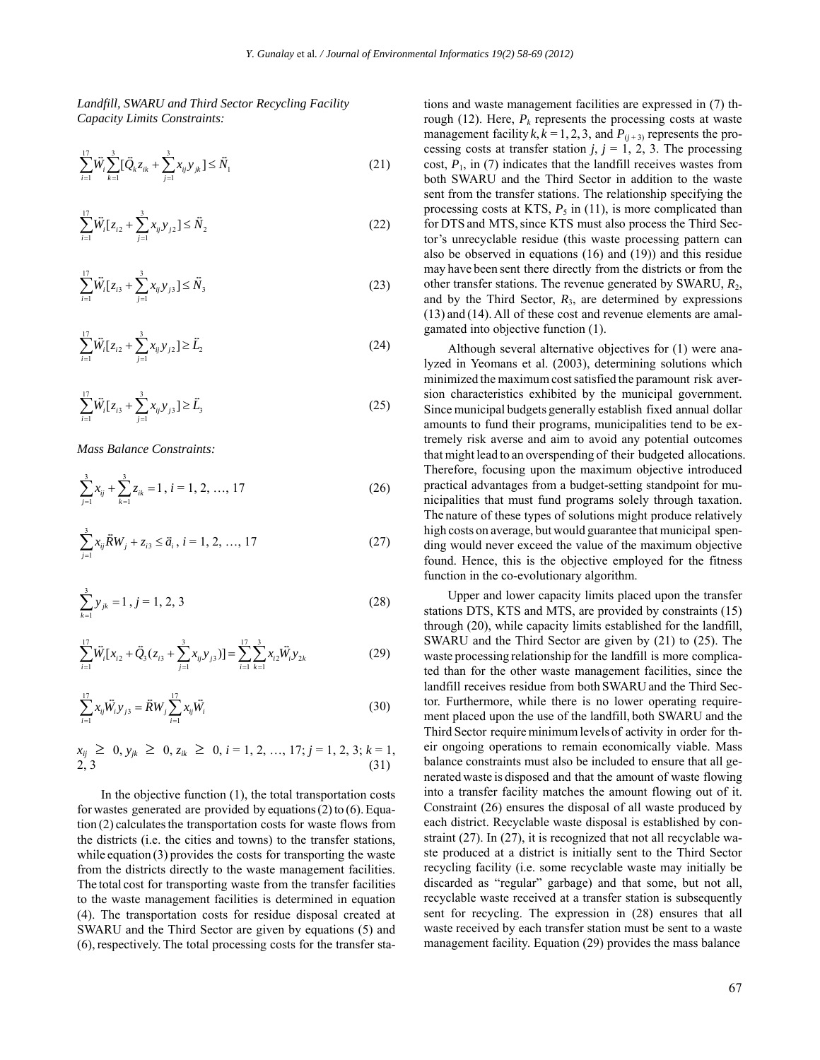*Landfill, SWARU and Third Sector Recycling Facility Capacity Limits Constraints:*

$$\sum_{i=1}^{17} \ddot{W}_i \sum_{k=1}^{3} [\ddot{Q}_k z_{ik} + \sum_{j=1}^{3} x_{ij} y_{jk}] \leq \ddot{N}_1 \tag{21}$$

$$\sum_{i=1}^{17} \ddot{W}_i [z_{i2} + \sum_{j=1}^{3} x_{ij} y_{j2}] \leq \ddot{N}_2 \tag{22}$$

$$\sum_{i=1}^{17} \ddot{W}_i [z_{i3} + \sum_{j=1}^{3} x_{ij} y_{j3}] \leq \ddot{N}_3 \tag{23}$$

$$\sum_{i=1}^{17} \ddot{W}_i [z_{i2} + \sum_{j=1}^{3} x_{ij} y_{j2}] \geq \ddot{L}_2 \tag{24}$$

$$\sum_{i=1}^{17} \ddot{W}_i [z_{i3} + \sum_{j=1}^{3} x_{ij} y_{j3}] \geq \ddot{L}_3 \tag{25}$$

*Mass Balance Constraints:*

$$\sum_{j=1}^{3} x_{ij} + \sum_{k=1}^{3} z_{ik} = 1, \; i = 1, 2, \ldots, 17 \tag{26}$$

$$\sum_{j=1}^{3} x_{ij} \ddot{R}W_j + z_{i3} \leq \ddot{a}_i, \; i = 1, 2, \ldots, 17 \tag{27}$$

$$\sum_{k=1}^{3} y_{jk} = 1, \; j = 1, 2, 3 \tag{28}$$

$$\sum_{i=1}^{17} \ddot{W}_i [x_{i2} + \ddot{Q}_3 (z_{i3} + \sum_{j=1}^{3} x_{ij} y_{j3})] = \sum_{i=1}^{17} \sum_{k=1}^{3} x_{i2} \ddot{W}_i y_{2k} \tag{29}$$

$$\sum_{i=1}^{17} x_{ij} \ddot{W}_i y_{j3} = \ddot{R}W_j \sum_{i=1}^{17} x_{ij} \ddot{W}_i \tag{30}$$

$$x_{ij} \geq 0, \; y_{jk} \geq 0, \; z_{ik} \geq 0, \; i = 1, 2, \ldots, 17; \; j = 1, 2, 3; \; k = 1, 2, 3 \tag{31}$$

In the objective function (1), the total transportation costs for wastes generated are provided by equations (2) to (6). Equation (2) calculates the transportation costs for waste flows from the districts (i.e. the cities and towns) to the transfer stations, while equation (3) provides the costs for transporting the waste from the districts directly to the waste management facilities. The total cost for transporting waste from the transfer facilities to the waste management facilities is determined in equation (4). The transportation costs for residue disposal created at SWARU and the Third Sector are given by equations (5) and (6), respectively. The total processing costs for the transfer stations and waste management facilities are expressed in (7) through (12). Here, $P_k$ represents the processing costs at waste management facility $k, k = 1, 2, 3$, and $P_{(j+3)}$ represents the processing costs at transfer station $j$, $j = 1, 2, 3$. The processing cost, $P_1$, in (7) indicates that the landfill receives wastes from both SWARU and the Third Sector in addition to the waste sent from the transfer stations. The relationship specifying the processing costs at KTS, $P_5$ in (11), is more complicated than for DTS and MTS, since KTS must also process the Third Sector's unrecyclable residue (this waste processing pattern can also be observed in equations (16) and (19)) and this residue may have been sent there directly from the districts or from the other transfer stations. The revenue generated by SWARU, $R_2$, and by the Third Sector, $R_3$, are determined by expressions (13) and (14). All of these cost and revenue elements are amalgamated into objective function (1).

Although several alternative objectives for (1) were analyzed in Yeomans et al. (2003), determining solutions which minimized the maximum cost satisfied the paramount risk aversion characteristics exhibited by the municipal government. Since municipal budgets generally establish fixed annual dollar amounts to fund their programs, municipalities tend to be extremely risk averse and aim to avoid any potential outcomes that might lead to an overspending of their budgeted allocations. Therefore, focusing upon the maximum objective introduced practical advantages from a budget-setting standpoint for municipalities that must fund programs solely through taxation. The nature of these types of solutions might produce relatively high costs on average, but would guarantee that municipal spending would never exceed the value of the maximum objective found. Hence, this is the objective employed for the fitness function in the co-evolutionary algorithm.

Upper and lower capacity limits placed upon the transfer stations DTS, KTS and MTS, are provided by constraints (15) through (20), while capacity limits established for the landfill, SWARU and the Third Sector are given by (21) to (25). The waste processing relationship for the landfill is more complicated than for the other waste management facilities, since the landfill receives residue from both SWARU and the Third Sector. Furthermore, while there is no lower operating requirement placed upon the use of the landfill, both SWARU and the Third Sector require minimum levels of activity in order for their ongoing operations to remain economically viable. Mass balance constraints must also be included to ensure that all generated waste is disposed and that the amount of waste flowing into a transfer facility matches the amount flowing out of it. Constraint (26) ensures the disposal of all waste produced by each district. Recyclable waste disposal is established by constraint (27). In (27), it is recognized that not all recyclable waste produced at a district is initially sent to the Third Sector recycling facility (i.e. some recyclable waste may initially be discarded as "regular" garbage) and that some, but not all, recyclable waste received at a transfer station is subsequently sent for recycling. The expression in (28) ensures that all waste received by each transfer station must be sent to a waste management facility. Equation (29) provides the mass balance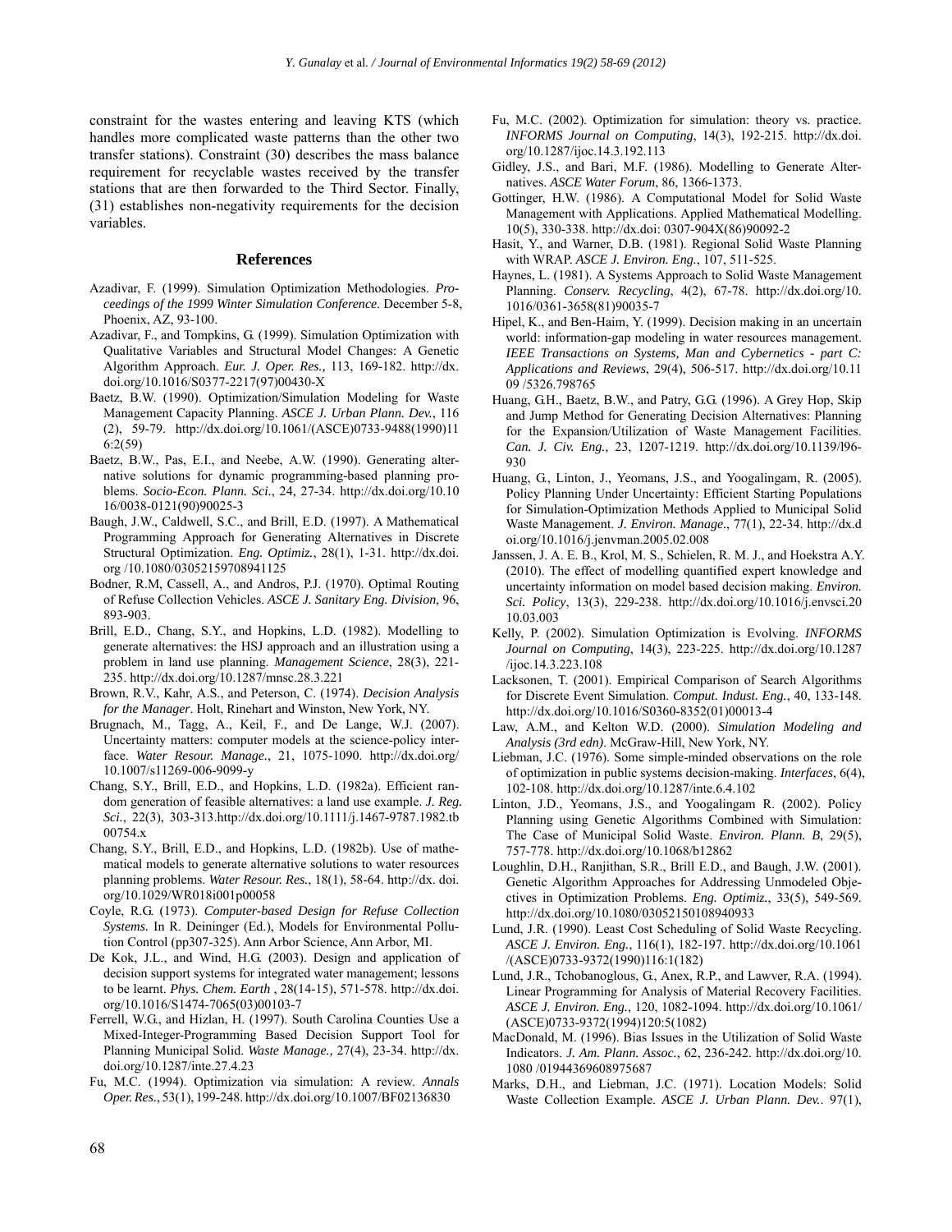constraint for the wastes entering and leaving KTS (which handles more complicated waste patterns than the other two transfer stations). Constraint (30) describes the mass balance requirement for recyclable wastes received by the transfer stations that are then forwarded to the Third Sector. Finally, (31) establishes non-negativity requirements for the decision variables.

## References

Azadivar, F. (1999). Simulation Optimization Methodologies. *Proceedings of the 1999 Winter Simulation Conference*. December 5-8, Phoenix, AZ, 93-100.

Azadivar, F., and Tompkins, G. (1999). Simulation Optimization with Qualitative Variables and Structural Model Changes: A Genetic Algorithm Approach. *Eur. J. Oper. Res.,* 113, 169-182. http://dx.doi.org/10.1016/S0377-2217(97)00430-X

Baetz, B.W. (1990). Optimization/Simulation Modeling for Waste Management Capacity Planning. *ASCE J. Urban Plann. Dev.*, 116 (2), 59-79. http://dx.doi.org/10.1061/(ASCE)0733-9488(1990)116:2(59)

Baetz, B.W., Pas, E.I., and Neebe, A.W. (1990). Generating alternative solutions for dynamic programming-based planning problems. *Socio-Econ. Plann. Sci.*, 24, 27-34. http://dx.doi.org/10.1016/0038-0121(90)90025-3

Baugh, J.W., Caldwell, S.C., and Brill, E.D. (1997). A Mathematical Programming Approach for Generating Alternatives in Discrete Structural Optimization. *Eng. Optimiz.*, 28(1), 1-31. http://dx.doi.org /10.1080/03052159708941125

Bodner, R.M, Cassell, A., and Andros, P.J. (1970). Optimal Routing of Refuse Collection Vehicles. *ASCE J. Sanitary Eng. Division*, 96, 893-903.

Brill, E.D., Chang, S.Y., and Hopkins, L.D. (1982). Modelling to generate alternatives: the HSJ approach and an illustration using a problem in land use planning. *Management Science*, 28(3), 221-235. http://dx.doi.org/10.1287/mnsc.28.3.221

Brown, R.V., Kahr, A.S., and Peterson, C. (1974). *Decision Analysis for the Manager*. Holt, Rinehart and Winston, New York, NY.

Brugnach, M., Tagg, A., Keil, F., and De Lange, W.J. (2007). Uncertainty matters: computer models at the science-policy interface. *Water Resour. Manage.*, 21, 1075-1090. http://dx.doi.org/10.1007/s11269-006-9099-y

Chang, S.Y., Brill, E.D., and Hopkins, L.D. (1982a). Efficient random generation of feasible alternatives: a land use example. *J. Reg. Sci.*, 22(3), 303-313.http://dx.doi.org/10.1111/j.1467-9787.1982.tb00754.x

Chang, S.Y., Brill, E.D., and Hopkins, L.D. (1982b). Use of mathematical models to generate alternative solutions to water resources planning problems. *Water Resour. Res.*, 18(1), 58-64. http://dx.doi.org/10.1029/WR018i001p00058

Coyle, R.G. (1973). *Computer-based Design for Refuse Collection Systems.* In R. Deininger (Ed.), Models for Environmental Pollution Control (pp307-325). Ann Arbor Science, Ann Arbor, MI.

De Kok, J.L., and Wind, H.G. (2003). Design and application of decision support systems for integrated water management; lessons to be learnt. *Phys. Chem. Earth* , 28(14-15), 571-578. http://dx.doi.org/10.1016/S1474-7065(03)00103-7

Ferrell, W.G., and Hizlan, H. (1997). South Carolina Counties Use a Mixed-Integer-Programming Based Decision Support Tool for Planning Municipal Solid. *Waste Manage.,* 27(4), 23-34. http://dx.doi.org/10.1287/inte.27.4.23

Fu, M.C. (1994). Optimization via simulation: A review. *Annals Oper. Res.*, 53(1), 199-248. http://dx.doi.org/10.1007/BF02136830

Fu, M.C. (2002). Optimization for simulation: theory vs. practice. *INFORMS Journal on Computing*, 14(3), 192-215. http://dx.doi.org/10.1287/ijoc.14.3.192.113

Gidley, J.S., and Bari, M.F. (1986). Modelling to Generate Alternatives. *ASCE Water Forum*, 86, 1366-1373.

Gottinger, H.W. (1986). A Computational Model for Solid Waste Management with Applications. Applied Mathematical Modelling. 10(5), 330-338. http://dx.doi: 0307-904X(86)90092-2

Hasit, Y., and Warner, D.B. (1981). Regional Solid Waste Planning with WRAP. *ASCE J. Environ. Eng.*, 107, 511-525.

Haynes, L. (1981). A Systems Approach to Solid Waste Management Planning. *Conserv. Recycling*, 4(2), 67-78. http://dx.doi.org/10.1016/0361-3658(81)90035-7

Hipel, K., and Ben-Haim, Y. (1999). Decision making in an uncertain world: information-gap modeling in water resources management. *IEEE Transactions on Systems, Man and Cybernetics - part C: Applications and Reviews*, 29(4), 506-517. http://dx.doi.org/10.1109 /5326.798765

Huang, G.H., Baetz, B.W., and Patry, G.G. (1996). A Grey Hop, Skip and Jump Method for Generating Decision Alternatives: Planning for the Expansion/Utilization of Waste Management Facilities. *Can. J. Civ. Eng.*, 23, 1207-1219. http://dx.doi.org/10.1139/l96-930

Huang, G., Linton, J., Yeomans, J.S., and Yoogalingam, R. (2005). Policy Planning Under Uncertainty: Efficient Starting Populations for Simulation-Optimization Methods Applied to Municipal Solid Waste Management. *J. Environ. Manage.*, 77(1), 22-34. http://dx.doi.org/10.1016/j.jenvman.2005.02.008

Janssen, J. A. E. B., Krol, M. S., Schielen, R. M. J., and Hoekstra A.Y. (2010). The effect of modelling quantified expert knowledge and uncertainty information on model based decision making. *Environ. Sci. Policy*, 13(3), 229-238. http://dx.doi.org/10.1016/j.envsci.2010.03.003

Kelly, P. (2002). Simulation Optimization is Evolving. *INFORMS Journal on Computing*, 14(3), 223-225. http://dx.doi.org/10.1287 /ijoc.14.3.223.108

Lacksonen, T. (2001). Empirical Comparison of Search Algorithms for Discrete Event Simulation. *Comput. Indust. Eng.*, 40, 133-148. http://dx.doi.org/10.1016/S0360-8352(01)00013-4

Law, A.M., and Kelton W.D. (2000). *Simulation Modeling and Analysis (3rd edn)*. McGraw-Hill, New York, NY.

Liebman, J.C. (1976). Some simple-minded observations on the role of optimization in public systems decision-making. *Interfaces*, 6(4), 102-108. http://dx.doi.org/10.1287/inte.6.4.102

Linton, J.D., Yeomans, J.S., and Yoogalingam R. (2002). Policy Planning using Genetic Algorithms Combined with Simulation: The Case of Municipal Solid Waste. *Environ. Plann. B*, 29(5), 757-778. http://dx.doi.org/10.1068/b12862

Loughlin, D.H., Ranjithan, S.R., Brill E.D., and Baugh, J.W. (2001). Genetic Algorithm Approaches for Addressing Unmodeled Objectives in Optimization Problems. *Eng. Optimiz.*, 33(5), 549-569. http://dx.doi.org/10.1080/03052150108940933

Lund, J.R. (1990). Least Cost Scheduling of Solid Waste Recycling. *ASCE J. Environ. Eng.*, 116(1), 182-197. http://dx.doi.org/10.1061 /(ASCE)0733-9372(1990)116:1(182)

Lund, J.R., Tchobanoglous, G., Anex, R.P., and Lawver, R.A. (1994). Linear Programming for Analysis of Material Recovery Facilities. *ASCE J. Environ. Eng.*, 120, 1082-1094. http://dx.doi.org/10.1061/(ASCE)0733-9372(1994)120:5(1082)

MacDonald, M. (1996). Bias Issues in the Utilization of Solid Waste Indicators. *J. Am. Plann. Assoc.*, 62, 236-242. http://dx.doi.org/10.1080 /01944369608975687

Marks, D.H., and Liebman, J.C. (1971). Location Models: Solid Waste Collection Example. *ASCE J. Urban Plann. Dev.*. 97(1),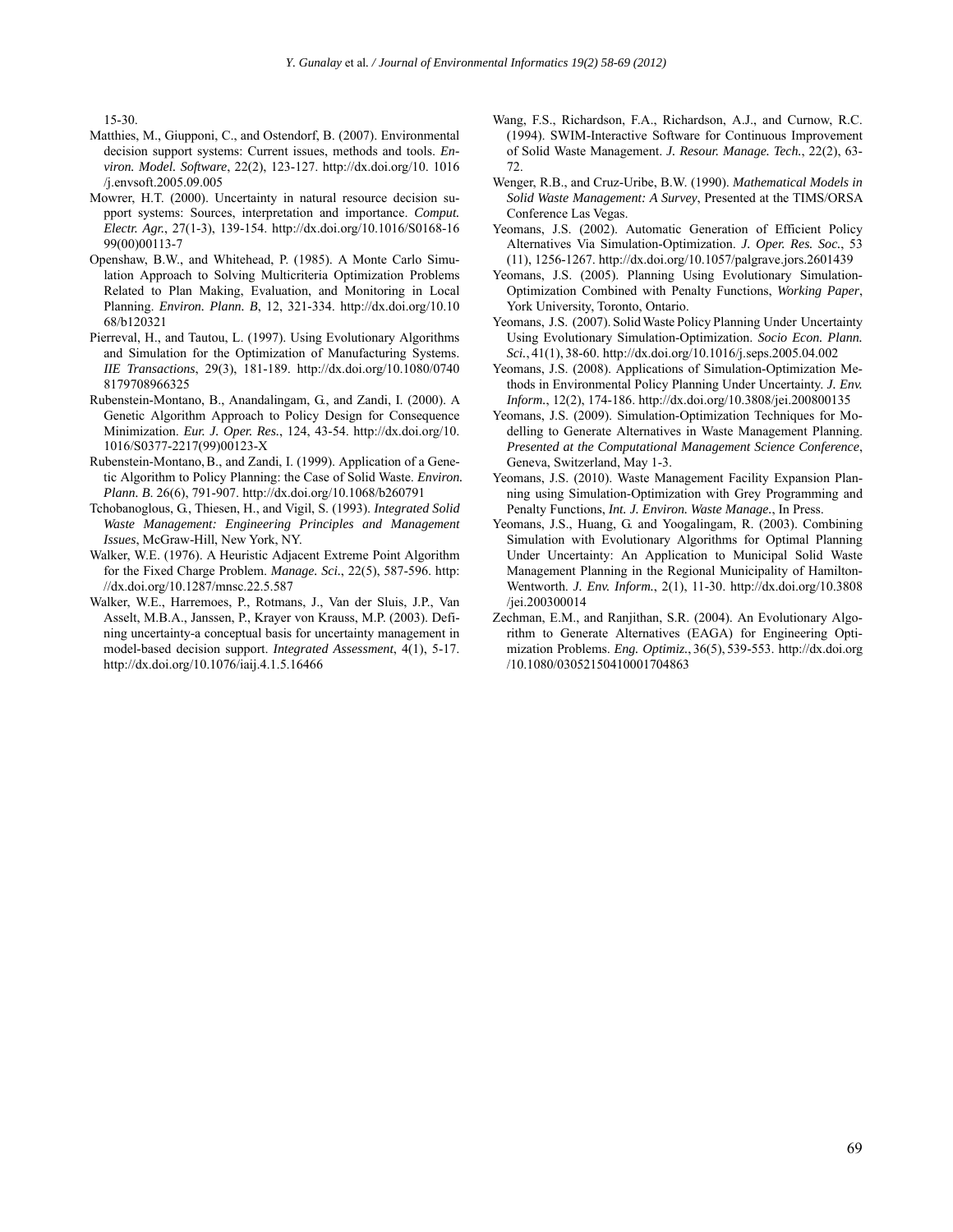15-30.

Matthies, M., Giupponi, C., and Ostendorf, B. (2007). Environmental decision support systems: Current issues, methods and tools. *Environ. Model. Software*, 22(2), 123-127. http://dx.doi.org/10.1016/j.envsoft.2005.09.005

Mowrer, H.T. (2000). Uncertainty in natural resource decision support systems: Sources, interpretation and importance. *Comput. Electr. Agr.*, 27(1-3), 139-154. http://dx.doi.org/10.1016/S0168-1699(00)00113-7

Openshaw, B.W., and Whitehead, P. (1985). A Monte Carlo Simulation Approach to Solving Multicriteria Optimization Problems Related to Plan Making, Evaluation, and Monitoring in Local Planning. *Environ. Plann. B*, 12, 321-334. http://dx.doi.org/10.1068/b120321

Pierreval, H., and Tautou, L. (1997). Using Evolutionary Algorithms and Simulation for the Optimization of Manufacturing Systems. *IIE Transactions*, 29(3), 181-189. http://dx.doi.org/10.1080/07408179708966325

Rubenstein-Montano, B., Anandalingam, G., and Zandi, I. (2000). A Genetic Algorithm Approach to Policy Design for Consequence Minimization. *Eur. J. Oper. Res.*, 124, 43-54. http://dx.doi.org/10.1016/S0377-2217(99)00123-X

Rubenstein-Montano, B., and Zandi, I. (1999). Application of a Genetic Algorithm to Policy Planning: the Case of Solid Waste. *Environ. Plann. B*. 26(6), 791-907. http://dx.doi.org/10.1068/b260791

Tchobanoglous, G., Thiesen, H., and Vigil, S. (1993). *Integrated Solid Waste Management: Engineering Principles and Management Issues*, McGraw-Hill, New York, NY.

Walker, W.E. (1976). A Heuristic Adjacent Extreme Point Algorithm for the Fixed Charge Problem. *Manage. Sci.*, 22(5), 587-596. http://dx.doi.org/10.1287/mnsc.22.5.587

Walker, W.E., Harremoes, P., Rotmans, J., Van der Sluis, J.P., Van Asselt, M.B.A., Janssen, P., Krayer von Krauss, M.P. (2003). Defining uncertainty-a conceptual basis for uncertainty management in model-based decision support. *Integrated Assessment*, 4(1), 5-17. http://dx.doi.org/10.1076/iaij.4.1.5.16466

Wang, F.S., Richardson, F.A., Richardson, A.J., and Curnow, R.C. (1994). SWIM-Interactive Software for Continuous Improvement of Solid Waste Management. *J. Resour. Manage. Tech.*, 22(2), 63-72.

Wenger, R.B., and Cruz-Uribe, B.W. (1990). *Mathematical Models in Solid Waste Management: A Survey*, Presented at the TIMS/ORSA Conference Las Vegas.

Yeomans, J.S. (2002). Automatic Generation of Efficient Policy Alternatives Via Simulation-Optimization. *J. Oper. Res. Soc.*, 53 (11), 1256-1267. http://dx.doi.org/10.1057/palgrave.jors.2601439

Yeomans, J.S. (2005). Planning Using Evolutionary Simulation-Optimization Combined with Penalty Functions, *Working Paper*, York University, Toronto, Ontario.

Yeomans, J.S. (2007). Solid Waste Policy Planning Under Uncertainty Using Evolutionary Simulation-Optimization. *Socio Econ. Plann. Sci.*, 41(1), 38-60. http://dx.doi.org/10.1016/j.seps.2005.04.002

Yeomans, J.S. (2008). Applications of Simulation-Optimization Methods in Environmental Policy Planning Under Uncertainty. *J. Env. Inform.*, 12(2), 174-186. http://dx.doi.org/10.3808/jei.200800135

Yeomans, J.S. (2009). Simulation-Optimization Techniques for Modelling to Generate Alternatives in Waste Management Planning. *Presented at the Computational Management Science Conference*, Geneva, Switzerland, May 1-3.

Yeomans, J.S. (2010). Waste Management Facility Expansion Planning using Simulation-Optimization with Grey Programming and Penalty Functions, *Int. J. Environ. Waste Manage.*, In Press.

Yeomans, J.S., Huang, G. and Yoogalingam, R. (2003). Combining Simulation with Evolutionary Algorithms for Optimal Planning Under Uncertainty: An Application to Municipal Solid Waste Management Planning in the Regional Municipality of Hamilton-Wentworth. *J. Env. Inform.*, 2(1), 11-30. http://dx.doi.org/10.3808/jei.200300014

Zechman, E.M., and Ranjithan, S.R. (2004). An Evolutionary Algorithm to Generate Alternatives (EAGA) for Engineering Optimization Problems. *Eng. Optimiz.*, 36(5), 539-553. http://dx.doi.org/10.1080/03052150410001704863